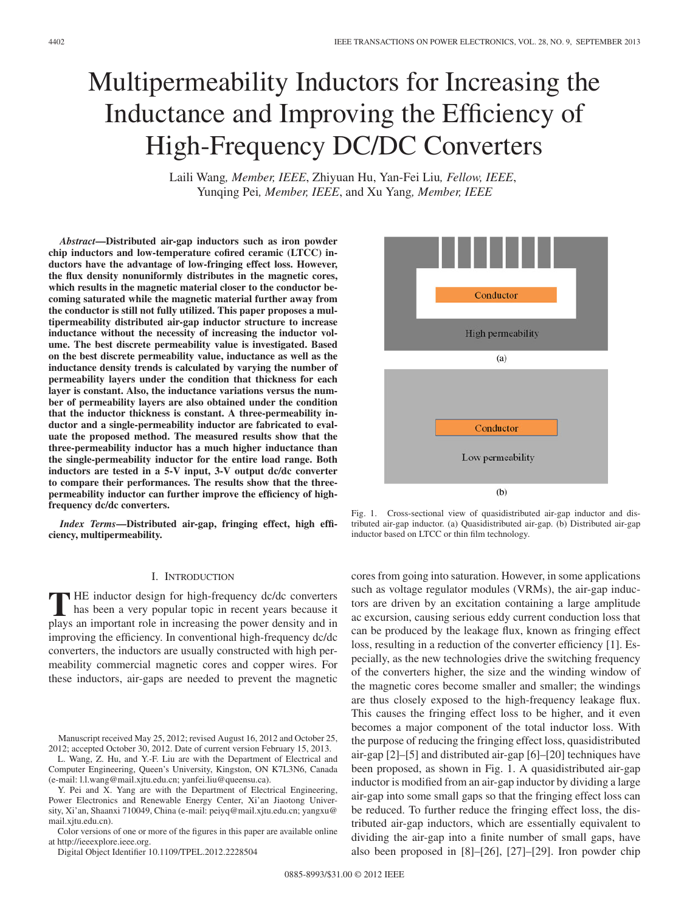# Multipermeability Inductors for Increasing the Inductance and Improving the Efficiency of High-Frequency DC/DC Converters

Laili Wang, *Member, IEEE*, Zhiyuan Hu, Yan-Fei Liu, *Fellow, IEEE*, Yunqing Pei, *Member, IEEE*, and Xu Yang, *Member, IEEE*

***Abstract*—Distributed air-gap inductors such as iron powder chip inductors and low-temperature cofired ceramic (LTCC) inductors have the advantage of low-fringing effect loss. However, the flux density nonuniformly distributes in the magnetic cores, which results in the magnetic material closer to the conductor becoming saturated while the magnetic material further away from the conductor is still not fully utilized. This paper proposes a multipermeability distributed air-gap inductor structure to increase inductance without the necessity of increasing the inductor volume. The best discrete permeability value is investigated. Based on the best discrete permeability value, inductance as well as the inductance density trends is calculated by varying the number of permeability layers under the condition that thickness for each layer is constant. Also, the inductance variations versus the number of permeability layers are also obtained under the condition that the inductor thickness is constant. A three-permeability inductor and a single-permeability inductor are fabricated to evaluate the proposed method. The measured results show that the three-permeability inductor has a much higher inductance than the single-permeability inductor for the entire load range. Both inductors are tested in a 5-V input, 3-V output dc/dc converter to compare their performances. The results show that the three-permeability inductor can further improve the efficiency of high-frequency dc/dc converters.**

***Index Terms*—Distributed air-gap, fringing effect, high efficiency, multipermeability.**

Fig. 1. Cross-sectional view of quasidistributed air-gap inductor and distributed air-gap inductor. (a) Quasidistributed air-gap. (b) Distributed air-gap inductor based on LTCC or thin film technology.

## I. Introduction

The inductor design for high-frequency dc/dc converters has been a very popular topic in recent years because it plays an important role in increasing the power density and in improving the efficiency. In conventional high-frequency dc/dc converters, the inductors are usually constructed with high permeability commercial magnetic cores and copper wires. For these inductors, air-gaps are needed to prevent the magnetic cores from going into saturation. However, in some applications such as voltage regulator modules (VRMs), the air-gap inductors are driven by an excitation containing a large amplitude ac excursion, causing serious eddy current conduction loss that can be produced by the leakage flux, known as fringing effect loss, resulting in a reduction of the converter efficiency [1]. Especially, as the new technologies drive the switching frequency of the converters higher, the size and the winding window of the magnetic cores become smaller and smaller; the windings are thus closely exposed to the high-frequency leakage flux. This causes the fringing effect loss to be higher, and it even becomes a major component of the total inductor loss. With the purpose of reducing the fringing effect loss, quasidistributed air-gap [2]–[5] and distributed air-gap [6]–[20] techniques have been proposed, as shown in Fig. 1. A quasidistributed air-gap inductor is modified from an air-gap inductor by dividing a large air-gap into some small gaps so that the fringing effect loss can be reduced. To further reduce the fringing effect loss, the distributed air-gap inductors, which are essentially equivalent to dividing the air-gap into a finite number of small gaps, have also been proposed in [8]–[26], [27]–[29]. Iron powder chip

Manuscript received May 25, 2012; revised August 16, 2012 and October 25, 2012; accepted October 30, 2012. Date of current version February 15, 2013.

L. Wang, Z. Hu, and Y.-F. Liu are with the Department of Electrical and Computer Engineering, Queen's University, Kingston, ON K7L3N6, Canada (e-mail: l.l.wang@mail.xjtu.edu.cn; yanfei.liu@queensu.ca).

Y. Pei and X. Yang are with the Department of Electrical Engineering, Power Electronics and Renewable Energy Center, Xi'an Jiaotong University, Xi'an, Shaanxi 710049, China (e-mail: peiyq@mail.xjtu.edu.cn; yangxu@mail.xjtu.edu.cn).

Color versions of one or more of the figures in this paper are available online at http://ieeexplore.ieee.org.

Digital Object Identifier 10.1109/TPEL.2012.2228504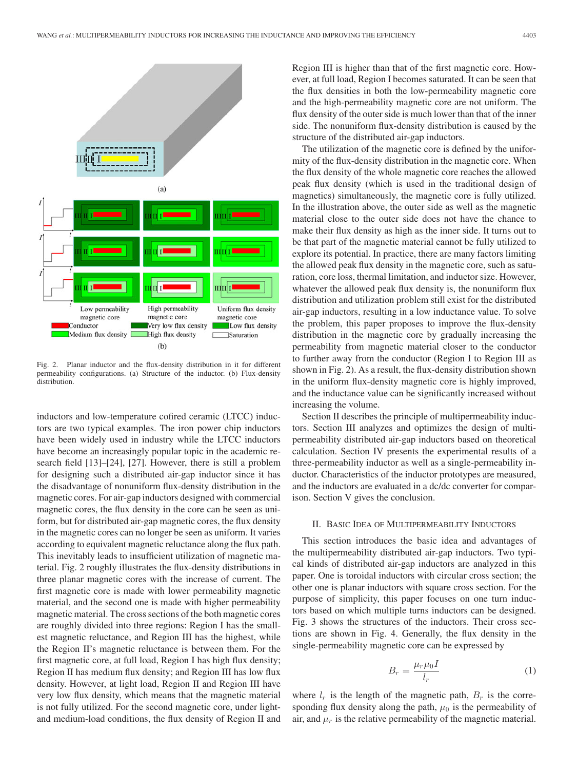Fig. 2. Planar inductor and the flux-density distribution in it for different permeability configurations. (a) Structure of the inductor. (b) Flux-density distribution.

inductors and low-temperature cofired ceramic (LTCC) inductors are two typical examples. The iron power chip inductors have been widely used in industry while the LTCC inductors have become an increasingly popular topic in the academic research field [13]–[24], [27]. However, there is still a problem for designing such a distributed air-gap inductor since it has the disadvantage of nonuniform flux-density distribution in the magnetic cores. For air-gap inductors designed with commercial magnetic cores, the flux density in the core can be seen as uniform, but for distributed air-gap magnetic cores, the flux density in the magnetic cores can no longer be seen as uniform. It varies according to equivalent magnetic reluctance along the flux path. This inevitably leads to insufficient utilization of magnetic material. Fig. 2 roughly illustrates the flux-density distributions in three planar magnetic cores with the increase of current. The first magnetic core is made with lower permeability magnetic material, and the second one is made with higher permeability magnetic material. The cross sections of the both magnetic cores are roughly divided into three regions: Region I has the smallest magnetic reluctance, and Region III has the highest, while the Region II's magnetic reluctance is between them. For the first magnetic core, at full load, Region I has high flux density; Region II has medium flux density; and Region III has low flux density. However, at light load, Region II and Region III have very low flux density, which means that the magnetic material is not fully utilized. For the second magnetic core, under light- and medium-load conditions, the flux density of Region II and Region III is higher than that of the first magnetic core. However, at full load, Region I becomes saturated. It can be seen that the flux densities in both the low-permeability magnetic core and the high-permeability magnetic core are not uniform. The flux density of the outer side is much lower than that of the inner side. The nonuniform flux-density distribution is caused by the structure of the distributed air-gap inductors.

The utilization of the magnetic core is defined by the uniformity of the flux-density distribution in the magnetic core. When the flux density of the whole magnetic core reaches the allowed peak flux density (which is used in the traditional design of magnetics) simultaneously, the magnetic core is fully utilized. In the illustration above, the outer side as well as the magnetic material close to the outer side does not have the chance to make their flux density as high as the inner side. It turns out to be that part of the magnetic material cannot be fully utilized to explore its potential. In practice, there are many factors limiting the allowed peak flux density in the magnetic core, such as saturation, core loss, thermal limitation, and inductor size. However, whatever the allowed peak flux density is, the nonuniform flux distribution and utilization problem still exist for the distributed air-gap inductors, resulting in a low inductance value. To solve the problem, this paper proposes to improve the flux-density distribution in the magnetic core by gradually increasing the permeability from magnetic material closer to the conductor to further away from the conductor (Region I to Region III as shown in Fig. 2). As a result, the flux-density distribution shown in the uniform flux-density magnetic core is highly improved, and the inductance value can be significantly increased without increasing the volume.

Section II describes the principle of multipermeability inductors. Section III analyzes and optimizes the design of multipermeability distributed air-gap inductors based on theoretical calculation. Section IV presents the experimental results of a three-permeability inductor as well as a single-permeability inductor. Characteristics of the inductor prototypes are measured, and the inductors are evaluated in a dc/dc converter for comparison. Section V gives the conclusion.

## II. Basic Idea of Multipermeability Inductors

This section introduces the basic idea and advantages of the multipermeability distributed air-gap inductors. Two typical kinds of distributed air-gap inductors are analyzed in this paper. One is toroidal inductors with circular cross section; the other one is planar inductors with square cross section. For the purpose of simplicity, this paper focuses on one turn inductors based on which multiple turns inductors can be designed. Fig. 3 shows the structures of the inductors. Their cross sections are shown in Fig. 4. Generally, the flux density in the single-permeability magnetic core can be expressed by

$$B_r = \frac{\mu_r \mu_0 I}{l_r} \tag{1}$$

where $l_r$ is the length of the magnetic path, $B_r$ is the corresponding flux density along the path, $\mu_0$ is the permeability of air, and $\mu_r$ is the relative permeability of the magnetic material.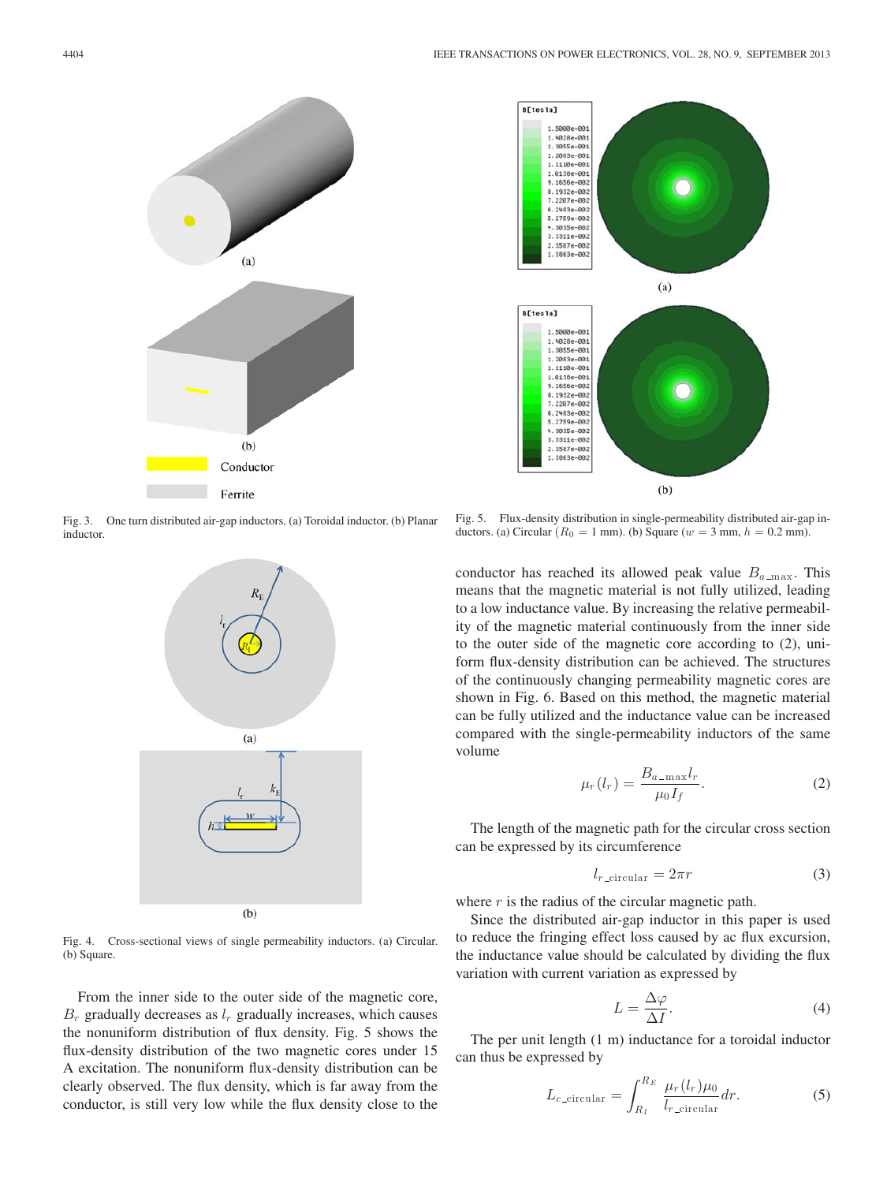Fig. 3. One turn distributed air-gap inductors. (a) Toroidal inductor. (b) Planar inductor.

Fig. 4. Cross-sectional views of single permeability inductors. (a) Circular. (b) Square.

From the inner side to the outer side of the magnetic core, $B_r$ gradually decreases as $l_r$ gradually increases, which causes the nonuniform distribution of flux density. Fig. 5 shows the flux-density distribution of the two magnetic cores under 15 A excitation. The nonuniform flux-density distribution can be clearly observed. The flux density, which is far away from the conductor, is still very low while the flux density close to the conductor has reached its allowed peak value $B_{a\_\max}$. This means that the magnetic material is not fully utilized, leading to a low inductance value. By increasing the relative permeability of the magnetic material continuously from the inner side to the outer side of the magnetic core according to (2), uniform flux-density distribution can be achieved. The structures of the continuously changing permeability magnetic cores are shown in Fig. 6. Based on this method, the magnetic material can be fully utilized and the inductance value can be increased compared with the single-permeability inductors of the same volume

Fig. 5. Flux-density distribution in single-permeability distributed air-gap inductors. (a) Circular ($R_0 = 1$ mm). (b) Square ($w = 3$ mm, $h = 0.2$ mm).

$$\mu_r(l_r) = \frac{B_{a\_\max} l_r}{\mu_0 I_f}. \tag{2}$$

The length of the magnetic path for the circular cross section can be expressed by its circumference

$$l_{r\_\text{circular}} = 2\pi r \tag{3}$$

where $r$ is the radius of the circular magnetic path.

Since the distributed air-gap inductor in this paper is used to reduce the fringing effect loss caused by ac flux excursion, the inductance value should be calculated by dividing the flux variation with current variation as expressed by

$$L = \frac{\Delta\varphi}{\Delta I}. \tag{4}$$

The per unit length (1 m) inductance for a toroidal inductor can thus be expressed by

$$L_{c\_\text{circular}} = \int_{R_I}^{R_E} \frac{\mu_r(l_r)\mu_0}{l_{r\_\text{circular}}} dr. \tag{5}$$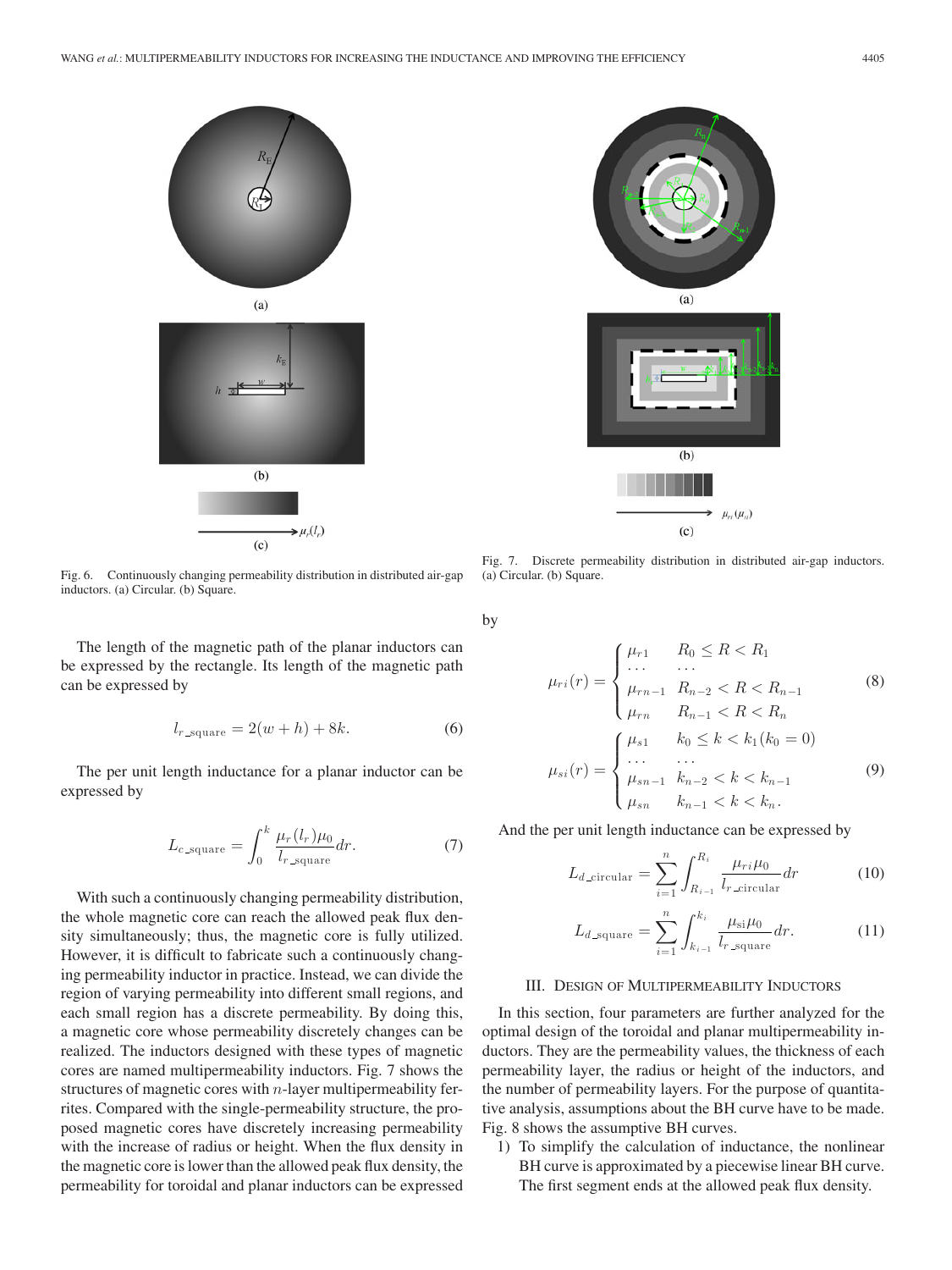Fig. 6. Continuously changing permeability distribution in distributed air-gap inductors. (a) Circular. (b) Square.

The length of the magnetic path of the planar inductors can be expressed by the rectangle. Its length of the magnetic path can be expressed by

$$l_{r\_\text{square}} = 2(w + h) + 8k. \tag{6}$$

The per unit length inductance for a planar inductor can be expressed by

$$L_{c\_\text{square}} = \int_0^k \frac{\mu_r(l_r)\mu_0}{l_{r\_\text{square}}} dr. \tag{7}$$

With such a continuously changing permeability distribution, the whole magnetic core can reach the allowed peak flux density simultaneously; thus, the magnetic core is fully utilized. However, it is difficult to fabricate such a continuously changing permeability inductor in practice. Instead, we can divide the region of varying permeability into different small regions, and each small region has a discrete permeability. By doing this, a magnetic core whose permeability discretely changes can be realized. The inductors designed with these types of magnetic cores are named multipermeability inductors. Fig. 7 shows the structures of magnetic cores with $n$-layer multipermeability ferrites. Compared with the single-permeability structure, the proposed magnetic cores have discretely increasing permeability with the increase of radius or height. When the flux density in the magnetic core is lower than the allowed peak flux density, the permeability for toroidal and planar inductors can be expressed by

Fig. 7. Discrete permeability distribution in distributed air-gap inductors. (a) Circular. (b) Square.

$$\mu_{ri}(r) = \begin{cases} \mu_{r1} & R_0 \le R < R_1 \\ \cdots & \cdots \\ \mu_{rn-1} & R_{n-2} < R < R_{n-1} \\ \mu_{rn} & R_{n-1} < R < R_n \end{cases} \tag{8}$$

$$\mu_{si}(r) = \begin{cases} \mu_{s1} & k_0 \le k < k_1 (k_0 = 0) \\ \cdots & \cdots \\ \mu_{sn-1} & k_{n-2} < k < k_{n-1} \\ \mu_{sn} & k_{n-1} < k < k_n. \end{cases} \tag{9}$$

And the per unit length inductance can be expressed by

$$L_{d\_\text{circular}} = \sum_{i=1}^{n} \int_{R_{i-1}}^{R_i} \frac{\mu_{ri}\mu_0}{l_{r\_\text{circular}}} dr \tag{10}$$

$$L_{d\_\text{square}} = \sum_{i=1}^{n} \int_{k_{i-1}}^{k_i} \frac{\mu_{\text{si}}\mu_0}{l_{r\_\text{square}}} dr. \tag{11}$$

## III. Design of Multipermeability Inductors

In this section, four parameters are further analyzed for the optimal design of the toroidal and planar multipermeability inductors. They are the permeability values, the thickness of each permeability layer, the radius or height of the inductors, and the number of permeability layers. For the purpose of quantitative analysis, assumptions about the BH curve have to be made. Fig. 8 shows the assumptive BH curves.

1) To simplify the calculation of inductance, the nonlinear BH curve is approximated by a piecewise linear BH curve. The first segment ends at the allowed peak flux density.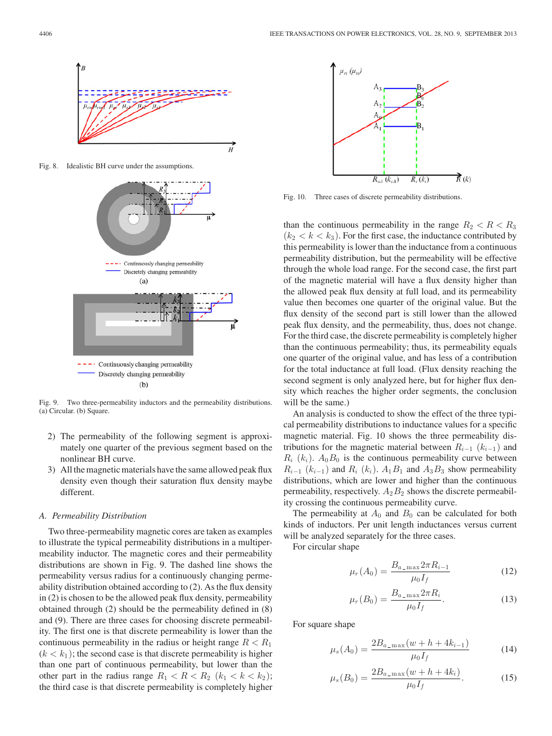Fig. 8. Idealistic BH curve under the assumptions.

Fig. 9. Two three-permeability inductors and the permeability distributions. (a) Circular. (b) Square.

2) The permeability of the following segment is approximately one quarter of the previous segment based on the nonlinear BH curve.
3) All the magnetic materials have the same allowed peak flux density even though their saturation flux density maybe different.

### A. Permeability Distribution

Two three-permeability magnetic cores are taken as examples to illustrate the typical permeability distributions in a multipermeability inductor. The magnetic cores and their permeability distributions are shown in Fig. 9. The dashed line shows the permeability versus radius for a continuously changing permeability distribution obtained according to (2). As the flux density in (2) is chosen to be the allowed peak flux density, permeability obtained through (2) should be the permeability defined in (8) and (9). There are three cases for choosing discrete permeability. The first one is that discrete permeability is lower than the continuous permeability in the radius or height range $R < R_1$ ($k < k_1$); the second case is that discrete permeability is higher than one part of continuous permeability, but lower than the other part in the radius range $R_1 < R < R_2$ ($k_1 < k < k_2$); the third case is that discrete permeability is completely higher than the continuous permeability in the range $R_2 < R < R_3$ ($k_2 < k < k_3$). For the first case, the inductance contributed by this permeability is lower than the inductance from a continuous permeability distribution, but the permeability will be effective through the whole load range. For the second case, the first part of the magnetic material will have a flux density higher than the allowed peak flux density at full load, and its permeability value then becomes one quarter of the original value. But the flux density of the second part is still lower than the allowed peak flux density, and the permeability, thus, does not change. For the third case, the discrete permeability is completely higher than the continuous permeability; thus, its permeability equals one quarter of the original value, and has less of a contribution for the total inductance at full load. (Flux density reaching the second segment is only analyzed here, but for higher flux density which reaches the higher order segments, the conclusion will be the same.)

Fig. 10. Three cases of discrete permeability distributions.

An analysis is conducted to show the effect of the three typical permeability distributions to inductance values for a specific magnetic material. Fig. 10 shows the three permeability distributions for the magnetic material between $R_{i-1}$ ($k_{i-1}$) and $R_i$ ($k_i$). $A_0B_0$ is the continuous permeability curve between $R_{i-1}$ ($k_{i-1}$) and $R_i$ ($k_i$). $A_1B_1$ and $A_3B_3$ show permeability distributions, which are lower and higher than the continuous permeability, respectively. $A_2B_2$ shows the discrete permeability crossing the continuous permeability curve.

The permeability at $A_0$ and $B_0$ can be calculated for both kinds of inductors. Per unit length inductances versus current will be analyzed separately for the three cases.

For circular shape

$$\mu_r(A_0) = \frac{B_{a\_\max} 2\pi R_{i-1}}{\mu_0 I_f} \tag{12}$$

$$\mu_r(B_0) = \frac{B_{a\_\max} 2\pi R_i}{\mu_0 I_f}. \tag{13}$$

For square shape

$$\mu_s(A_0) = \frac{2B_{a\_\max}(w + h + 4k_{i-1})}{\mu_0 I_f} \tag{14}$$

$$\mu_s(B_0) = \frac{2B_{a\_\max}(w + h + 4k_i)}{\mu_0 I_f}. \tag{15}$$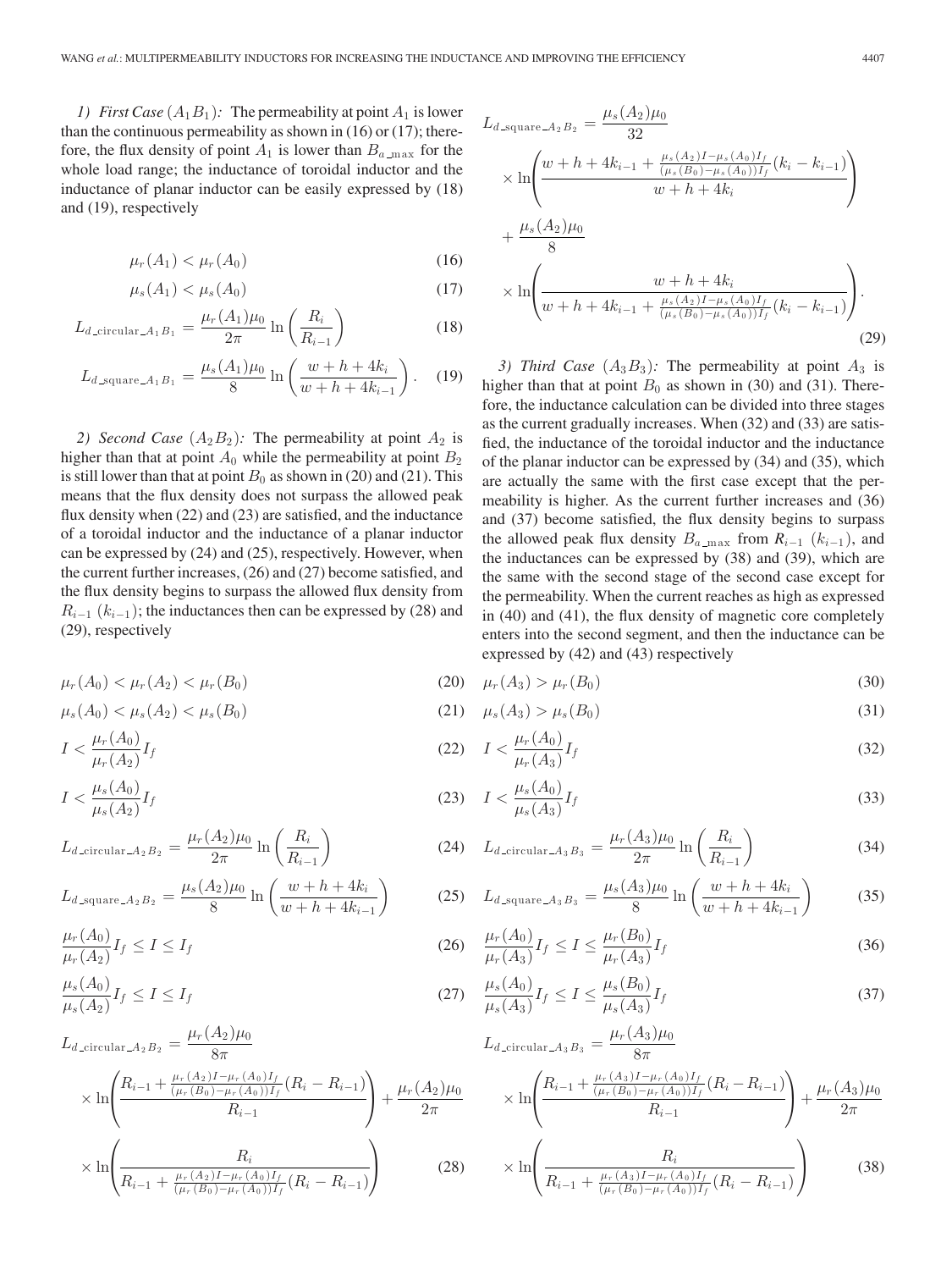*1) First Case ($A_1B_1$):* The permeability at point $A_1$ is lower than the continuous permeability as shown in (16) or (17); therefore, the flux density of point $A_1$ is lower than $B_{a\_\max}$ for the whole load range; the inductance of toroidal inductor and the inductance of planar inductor can be easily expressed by (18) and (19), respectively

$$\mu_r(A_1) < \mu_r(A_0) \tag{16}$$

$$\mu_s(A_1) < \mu_s(A_0) \tag{17}$$

$$L_{d\_\text{circular}\_A_1B_1} = \frac{\mu_r(A_1)\mu_0}{2\pi}\ln\left(\frac{R_i}{R_{i-1}}\right) \tag{18}$$

$$L_{d\_\text{square}\_A_1B_1} = \frac{\mu_s(A_1)\mu_0}{8}\ln\left(\frac{w+h+4k_i}{w+h+4k_{i-1}}\right). \tag{19}$$

*2) Second Case ($A_2B_2$):* The permeability at point $A_2$ is higher than that at point $A_0$ while the permeability at point $B_2$ is still lower than that at point $B_0$ as shown in (20) and (21). This means that the flux density does not surpass the allowed peak flux density when (22) and (23) are satisfied, and the inductance of a toroidal inductor and the inductance of a planar inductor can be expressed by (24) and (25), respectively. However, when the current further increases, (26) and (27) become satisfied, and the flux density begins to surpass the allowed flux density from $R_{i-1}$ ($k_{i-1}$); the inductances then can be expressed by (28) and (29), respectively

$$\mu_r(A_0) < \mu_r(A_2) < \mu_r(B_0) \tag{20}$$

$$\mu_s(A_0) < \mu_s(A_2) < \mu_s(B_0) \tag{21}$$

$$I < \frac{\mu_r(A_0)}{\mu_r(A_2)}I_f \tag{22}$$

$$I < \frac{\mu_s(A_0)}{\mu_s(A_2)}I_f \tag{23}$$

$$L_{d\_\text{circular}\_A_2B_2} = \frac{\mu_r(A_2)\mu_0}{2\pi}\ln\left(\frac{R_i}{R_{i-1}}\right) \tag{24}$$

$$L_{d\_\text{square}\_A_2B_2} = \frac{\mu_s(A_2)\mu_0}{8}\ln\left(\frac{w+h+4k_i}{w+h+4k_{i-1}}\right) \tag{25}$$

$$\frac{\mu_r(A_0)}{\mu_r(A_2)}I_f \le I \le I_f \tag{26}$$

$$\frac{\mu_s(A_0)}{\mu_s(A_2)}I_f \le I \le I_f \tag{27}$$

$$\begin{aligned} L_{d\_\text{circular}\_A_2B_2} &= \frac{\mu_r(A_2)\mu_0}{8\pi} \\ &\times \ln\left(\frac{R_{i-1} + \frac{\mu_r(A_2)I - \mu_r(A_0)I_f}{(\mu_r(B_0)-\mu_r(A_0))I_f}(R_i - R_{i-1})}{R_{i-1}}\right) + \frac{\mu_r(A_2)\mu_0}{2\pi} \\ &\times \ln\left(\frac{R_i}{R_{i-1} + \frac{\mu_r(A_2)I - \mu_r(A_0)I_f}{(\mu_r(B_0)-\mu_r(A_0))I_f}(R_i - R_{i-1})}\right) \end{aligned} \tag{28}$$

$$\begin{aligned} L_{d\_\text{square}\_A_2B_2} &= \frac{\mu_s(A_2)\mu_0}{32} \\ &\times \ln\left(\frac{w+h+4k_{i-1} + \frac{\mu_s(A_2)I - \mu_s(A_0)I_f}{(\mu_s(B_0)-\mu_s(A_0))I_f}(k_i - k_{i-1})}{w+h+4k_i}\right) \\ &+ \frac{\mu_s(A_2)\mu_0}{8} \\ &\times \ln\left(\frac{w+h+4k_i}{w+h+4k_{i-1} + \frac{\mu_s(A_2)I - \mu_s(A_0)I_f}{(\mu_s(B_0)-\mu_s(A_0))I_f}(k_i - k_{i-1})}\right). \end{aligned} \tag{29}$$

*3) Third Case ($A_3B_3$):* The permeability at point $A_3$ is higher than that at point $B_0$ as shown in (30) and (31). Therefore, the inductance calculation can be divided into three stages as the current gradually increases. When (32) and (33) are satisfied, the inductance of the toroidal inductor and the inductance of the planar inductor can be expressed by (34) and (35), which are actually the same with the first case except that the permeability is higher. As the current further increases and (36) and (37) become satisfied, the flux density begins to surpass the allowed peak flux density $B_{a\_\max}$ from $R_{i-1}$ ($k_{i-1}$), and the inductances can be expressed by (38) and (39), which are the same with the second stage of the second case except for the permeability. When the current reaches as high as expressed in (40) and (41), the flux density of magnetic core completely enters into the second segment, and then the inductance can be expressed by (42) and (43) respectively

$$\mu_r(A_3) > \mu_r(B_0) \tag{30}$$

$$\mu_s(A_3) > \mu_s(B_0) \tag{31}$$

$$I < \frac{\mu_r(A_0)}{\mu_r(A_3)}I_f \tag{32}$$

$$I < \frac{\mu_s(A_0)}{\mu_s(A_3)}I_f \tag{33}$$

$$L_{d\_\text{circular}\_A_3B_3} = \frac{\mu_r(A_3)\mu_0}{2\pi}\ln\left(\frac{R_i}{R_{i-1}}\right) \tag{34}$$

$$L_{d\_\text{square}\_A_3B_3} = \frac{\mu_s(A_3)\mu_0}{8}\ln\left(\frac{w+h+4k_i}{w+h+4k_{i-1}}\right) \tag{35}$$

$$\frac{\mu_r(A_0)}{\mu_r(A_3)}I_f \le I \le \frac{\mu_r(B_0)}{\mu_r(A_3)}I_f \tag{36}$$

$$\frac{\mu_s(A_0)}{\mu_s(A_3)}I_f \le I \le \frac{\mu_s(B_0)}{\mu_s(A_3)}I_f \tag{37}$$

$$\begin{aligned} L_{d\_\text{circular}\_A_3B_3} &= \frac{\mu_r(A_3)\mu_0}{8\pi} \\ &\times \ln\left(\frac{R_{i-1} + \frac{\mu_r(A_3)I - \mu_r(A_0)I_f}{(\mu_r(B_0)-\mu_r(A_0))I_f}(R_i - R_{i-1})}{R_{i-1}}\right) + \frac{\mu_r(A_3)\mu_0}{2\pi} \\ &\times \ln\left(\frac{R_i}{R_{i-1} + \frac{\mu_r(A_3)I - \mu_r(A_0)I_f}{(\mu_r(B_0)-\mu_r(A_0))I_f}(R_i - R_{i-1})}\right) \end{aligned} \tag{38}$$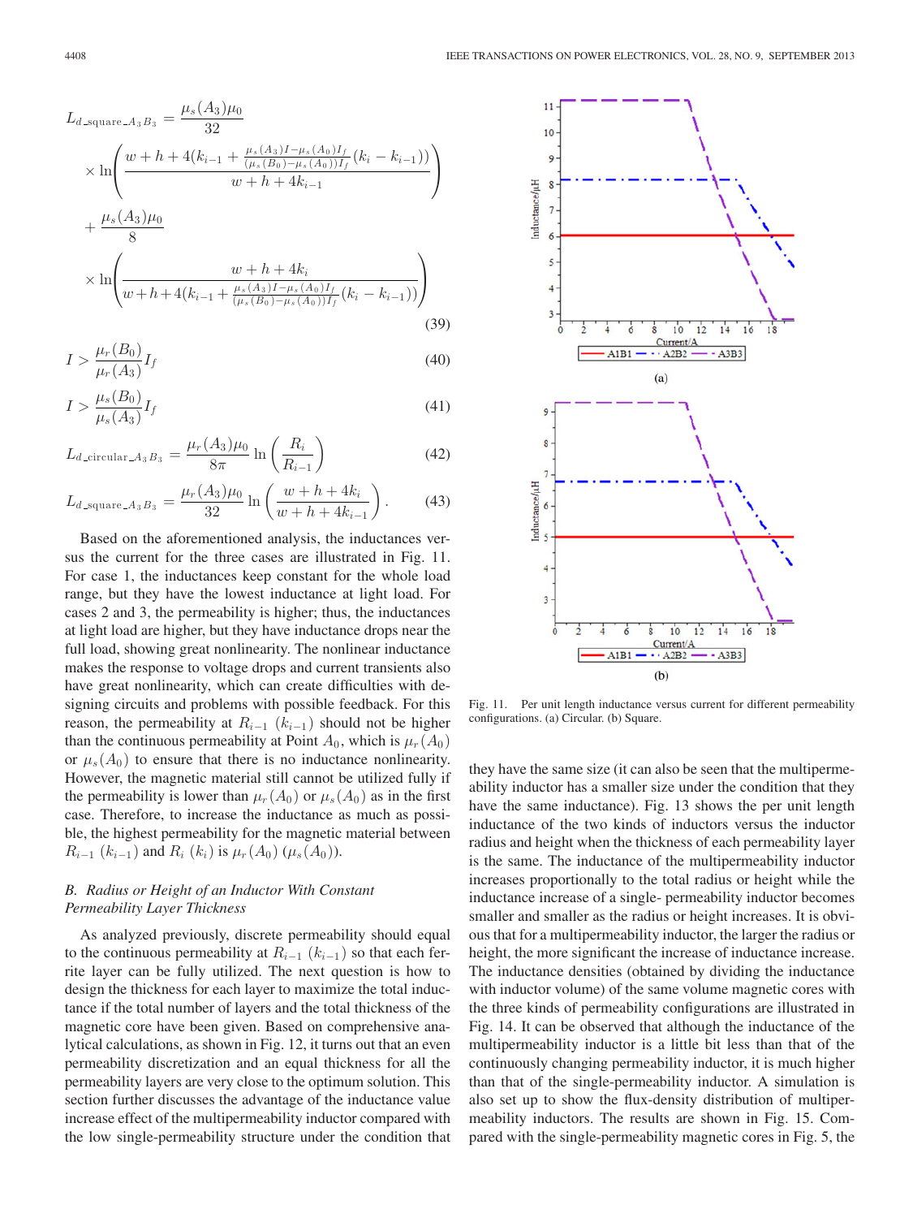$$L_{d\_\text{square}\_A_3B_3} = \frac{\mu_s(A_3)\mu_0}{32} \times \ln\left(\frac{w+h+4(k_{i-1}+\frac{\mu_s(A_3)I-\mu_s(A_0)I_f}{(\mu_s(B_0)-\mu_s(A_0))I_f}(k_i-k_{i-1}))}{w+h+4k_{i-1}}\right) + \frac{\mu_s(A_3)\mu_0}{8} \times \ln\left(\frac{w+h+4k_i}{w+h+4(k_{i-1}+\frac{\mu_s(A_3)I-\mu_s(A_0)I_f}{(\mu_s(B_0)-\mu_s(A_0))I_f}(k_i-k_{i-1}))}\right) \quad (39)$$

$$I > \frac{\mu_r(B_0)}{\mu_r(A_3)} I_f \quad (40)$$

$$I > \frac{\mu_s(B_0)}{\mu_s(A_3)} I_f \quad (41)$$

$$L_{d\_\text{circular}\_A_3B_3} = \frac{\mu_r(A_3)\mu_0}{8\pi} \ln\left(\frac{R_i}{R_{i-1}}\right) \quad (42)$$

$$L_{d\_\text{square}\_A_3B_3} = \frac{\mu_r(A_3)\mu_0}{32} \ln\left(\frac{w+h+4k_i}{w+h+4k_{i-1}}\right). \quad (43)$$

Based on the aforementioned analysis, the inductances versus the current for the three cases are illustrated in Fig. 11. For case 1, the inductances keep constant for the whole load range, but they have the lowest inductance at light load. For cases 2 and 3, the permeability is higher; thus, the inductances at light load are higher, but they have inductance drops near the full load, showing great nonlinearity. The nonlinear inductance makes the response to voltage drops and current transients also have great nonlinearity, which can create difficulties with designing circuits and problems with possible feedback. For this reason, the permeability at $R_{i-1}$ ($k_{i-1}$) should not be higher than the continuous permeability at Point $A_0$, which is $\mu_r(A_0)$ or $\mu_s(A_0)$ to ensure that there is no inductance nonlinearity. However, the magnetic material still cannot be utilized fully if the permeability is lower than $\mu_r(A_0)$ or $\mu_s(A_0)$ as in the first case. Therefore, to increase the inductance as much as possible, the highest permeability for the magnetic material between $R_{i-1}$ ($k_{i-1}$) and $R_i$ ($k_i$) is $\mu_r(A_0)$ ($\mu_s(A_0)$).

### B. Radius or Height of an Inductor With Constant Permeability Layer Thickness

As analyzed previously, discrete permeability should equal to the continuous permeability at $R_{i-1}$ ($k_{i-1}$) so that each ferrite layer can be fully utilized. The next question is how to design the thickness for each layer to maximize the total inductance if the total number of layers and the total thickness of the magnetic core have been given. Based on comprehensive analytical calculations, as shown in Fig. 12, it turns out that an even permeability discretization and an equal thickness for all the permeability layers are very close to the optimum solution. This section further discusses the advantage of the inductance value increase effect of the multipermeability inductor compared with the low single-permeability structure under the condition that they have the same size (it can also be seen that the multipermeability inductor has a smaller size under the condition that they have the same inductance). Fig. 13 shows the per unit length inductance of the two kinds of inductors versus the inductor radius and height when the thickness of each permeability layer is the same. The inductance of the multipermeability inductor increases proportionally to the total radius or height while the inductance increase of a single- permeability inductor becomes smaller and smaller as the radius or height increases. It is obvious that for a multipermeability inductor, the larger the radius or height, the more significant the increase of inductance increase. The inductance densities (obtained by dividing the inductance with inductor volume) of the same volume magnetic cores with the three kinds of permeability configurations are illustrated in Fig. 14. It can be observed that although the inductance of the multipermeability inductor is a little bit less than that of the continuously changing permeability inductor, it is much higher than that of the single-permeability inductor. A simulation is also set up to show the flux-density distribution of multipermeability inductors. The results are shown in Fig. 15. Compared with the single-permeability magnetic cores in Fig. 5, the

Fig. 11. Per unit length inductance versus current for different permeability configurations. (a) Circular. (b) Square.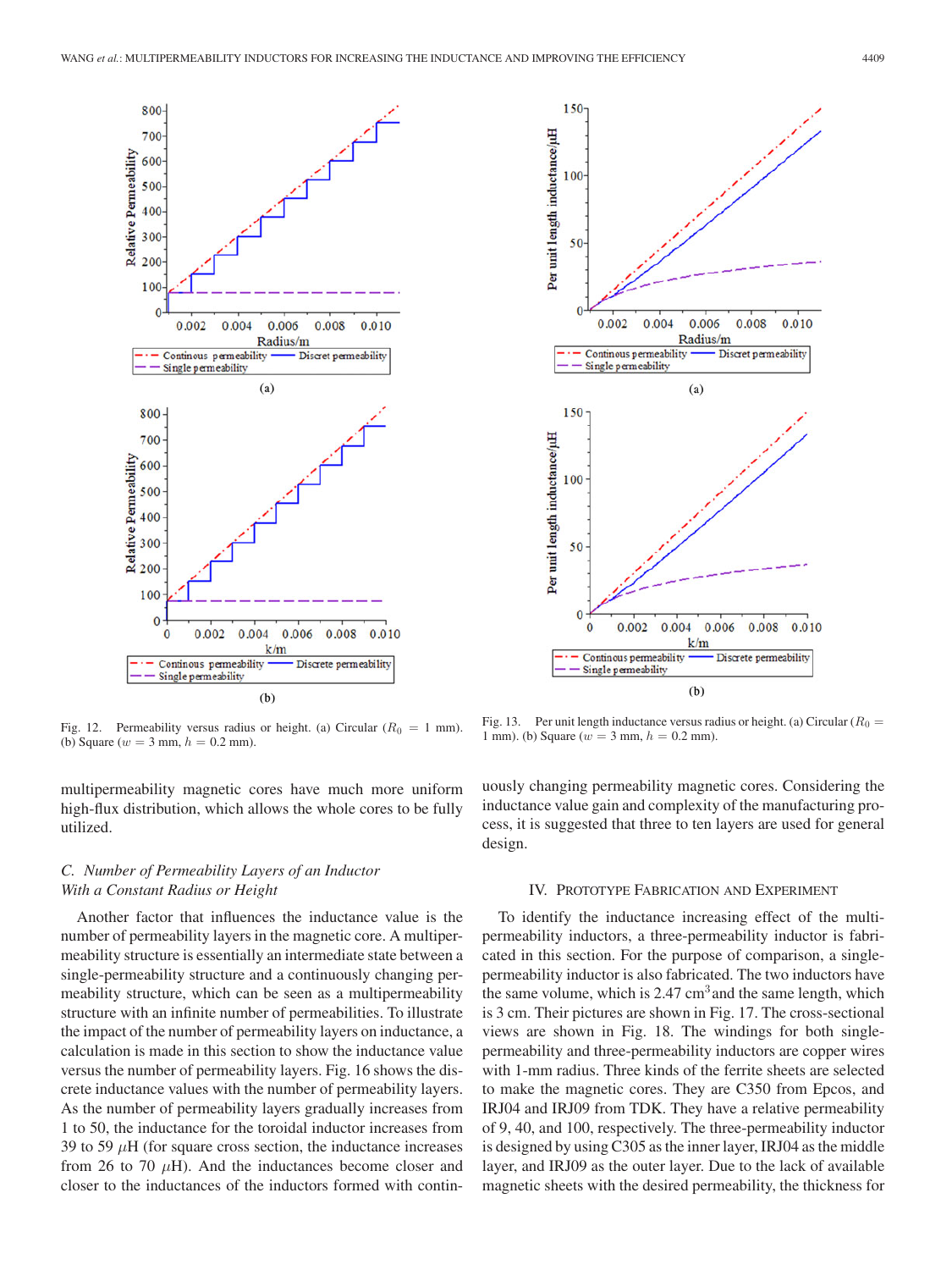Fig. 12. Permeability versus radius or height. (a) Circular ($R_0$ = 1 mm). (b) Square ($w$ = 3 mm, $h$ = 0.2 mm).

Fig. 13. Per unit length inductance versus radius or height. (a) Circular ($R_0$ = 1 mm). (b) Square ($w$ = 3 mm, $h$ = 0.2 mm).

multipermeability magnetic cores have much more uniform high-flux distribution, which allows the whole cores to be fully utilized.

### C. *Number of Permeability Layers of an Inductor With a Constant Radius or Height*

Another factor that influences the inductance value is the number of permeability layers in the magnetic core. A multipermeability structure is essentially an intermediate state between a single-permeability structure and a continuously changing permeability structure, which can be seen as a multipermeability structure with an infinite number of permeabilities. To illustrate the impact of the number of permeability layers on inductance, a calculation is made in this section to show the inductance value versus the number of permeability layers. Fig. 16 shows the discrete inductance values with the number of permeability layers. As the number of permeability layers gradually increases from 1 to 50, the inductance for the toroidal inductor increases from 39 to 59 $\mu$H (for square cross section, the inductance increases from 26 to 70 $\mu$H). And the inductances become closer and closer to the inductances of the inductors formed with continuously changing permeability magnetic cores. Considering the inductance value gain and complexity of the manufacturing process, it is suggested that three to ten layers are used for general design.

## IV. Prototype Fabrication and Experiment

To identify the inductance increasing effect of the multipermeability inductors, a three-permeability inductor is fabricated in this section. For the purpose of comparison, a single-permeability inductor is also fabricated. The two inductors have the same volume, which is 2.47 cm$^3$ and the same length, which is 3 cm. Their pictures are shown in Fig. 17. The cross-sectional views are shown in Fig. 18. The windings for both single-permeability and three-permeability inductors are copper wires with 1-mm radius. Three kinds of the ferrite sheets are selected to make the magnetic cores. They are C350 from Epcos, and IRJ04 and IRJ09 from TDK. They have a relative permeability of 9, 40, and 100, respectively. The three-permeability inductor is designed by using C305 as the inner layer, IRJ04 as the middle layer, and IRJ09 as the outer layer. Due to the lack of available magnetic sheets with the desired permeability, the thickness for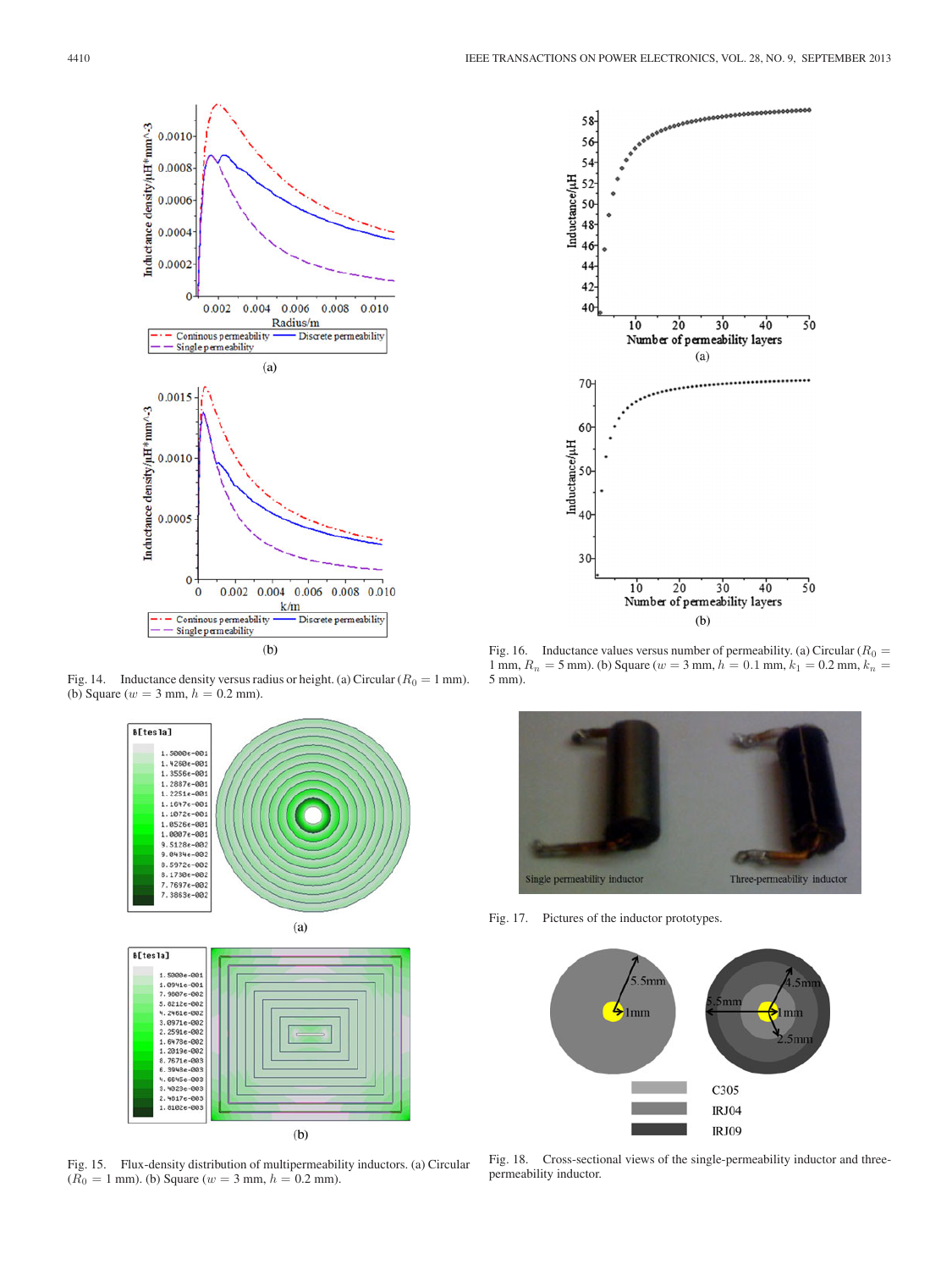Fig. 14. Inductance density versus radius or height. (a) Circular ($R_0$ = 1 mm). (b) Square ($w$ = 3 mm, $h$ = 0.2 mm).

Fig. 15. Flux-density distribution of multipermeability inductors. (a) Circular ($R_0$ = 1 mm). (b) Square ($w$ = 3 mm, $h$ = 0.2 mm).

Fig. 16. Inductance values versus number of permeability. (a) Circular ($R_0$ = 1 mm, $R_n$ = 5 mm). (b) Square ($w$ = 3 mm, $h$ = 0.1 mm, $k_1$ = 0.2 mm, $k_n$ = 5 mm).

Fig. 17. Pictures of the inductor prototypes.

Fig. 18. Cross-sectional views of the single-permeability inductor and three-permeability inductor.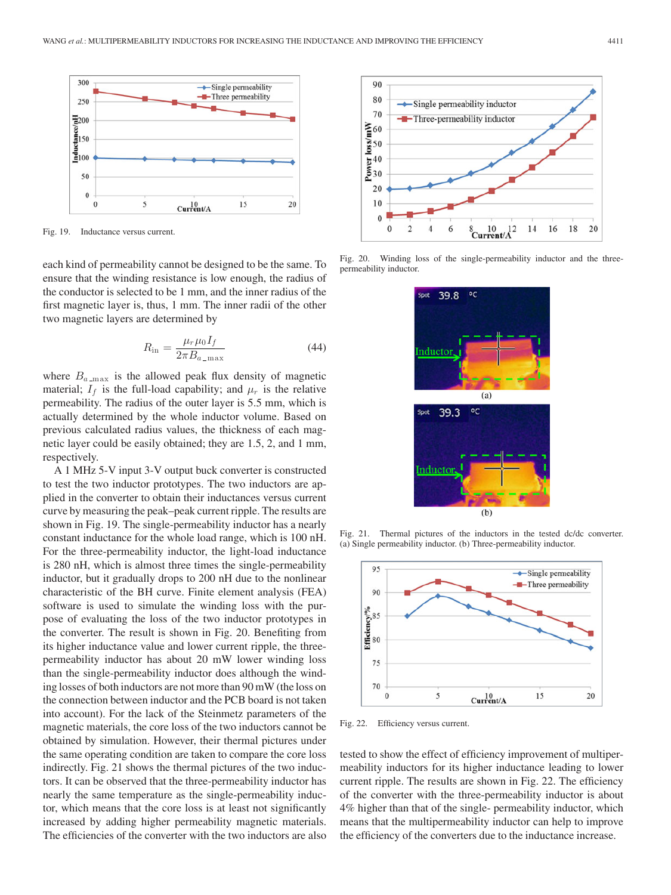Fig. 19. Inductance versus current.

each kind of permeability cannot be designed to be the same. To ensure that the winding resistance is low enough, the radius of the conductor is selected to be 1 mm, and the inner radius of the first magnetic layer is, thus, 1 mm. The inner radii of the other two magnetic layers are determined by

$$R_{\rm in} = \frac{\mu_r \mu_0 I_f}{2\pi B_{a\_\max}} \tag{44}$$

where $B_{a\_\max}$ is the allowed peak flux density of magnetic material; $I_f$ is the full-load capability; and $\mu_r$ is the relative permeability. The radius of the outer layer is 5.5 mm, which is actually determined by the whole inductor volume. Based on previous calculated radius values, the thickness of each magnetic layer could be easily obtained; they are 1.5, 2, and 1 mm, respectively.

A 1 MHz 5-V input 3-V output buck converter is constructed to test the two inductor prototypes. The two inductors are applied in the converter to obtain their inductances versus current curve by measuring the peak–peak current ripple. The results are shown in Fig. 19. The single-permeability inductor has a nearly constant inductance for the whole load range, which is 100 nH. For the three-permeability inductor, the light-load inductance is 280 nH, which is almost three times the single-permeability inductor, but it gradually drops to 200 nH due to the nonlinear characteristic of the BH curve. Finite element analysis (FEA) software is used to simulate the winding loss with the purpose of evaluating the loss of the two inductor prototypes in the converter. The result is shown in Fig. 20. Benefiting from its higher inductance value and lower current ripple, the three-permeability inductor has about 20 mW lower winding loss than the single-permeability inductor does although the winding losses of both inductors are not more than 90 mW (the loss on the connection between inductor and the PCB board is not taken into account). For the lack of the Steinmetz parameters of the magnetic materials, the core loss of the two inductors cannot be obtained by simulation. However, their thermal pictures under the same operating condition are taken to compare the core loss indirectly. Fig. 21 shows the thermal pictures of the two inductors. It can be observed that the three-permeability inductor has nearly the same temperature as the single-permeability inductor, which means that the core loss is at least not significantly increased by adding higher permeability magnetic materials. The efficiencies of the converter with the two inductors are also tested to show the effect of efficiency improvement of multipermeability inductors for its higher inductance leading to lower current ripple. The results are shown in Fig. 22. The efficiency of the converter with the three-permeability inductor is about 4% higher than that of the single- permeability inductor, which means that the multipermeability inductor can help to improve the efficiency of the converters due to the inductance increase.

Fig. 20. Winding loss of the single-permeability inductor and the three-permeability inductor.

Fig. 21. Thermal pictures of the inductors in the tested dc/dc converter. (a) Single permeability inductor. (b) Three-permeability inductor.

Fig. 22. Efficiency versus current.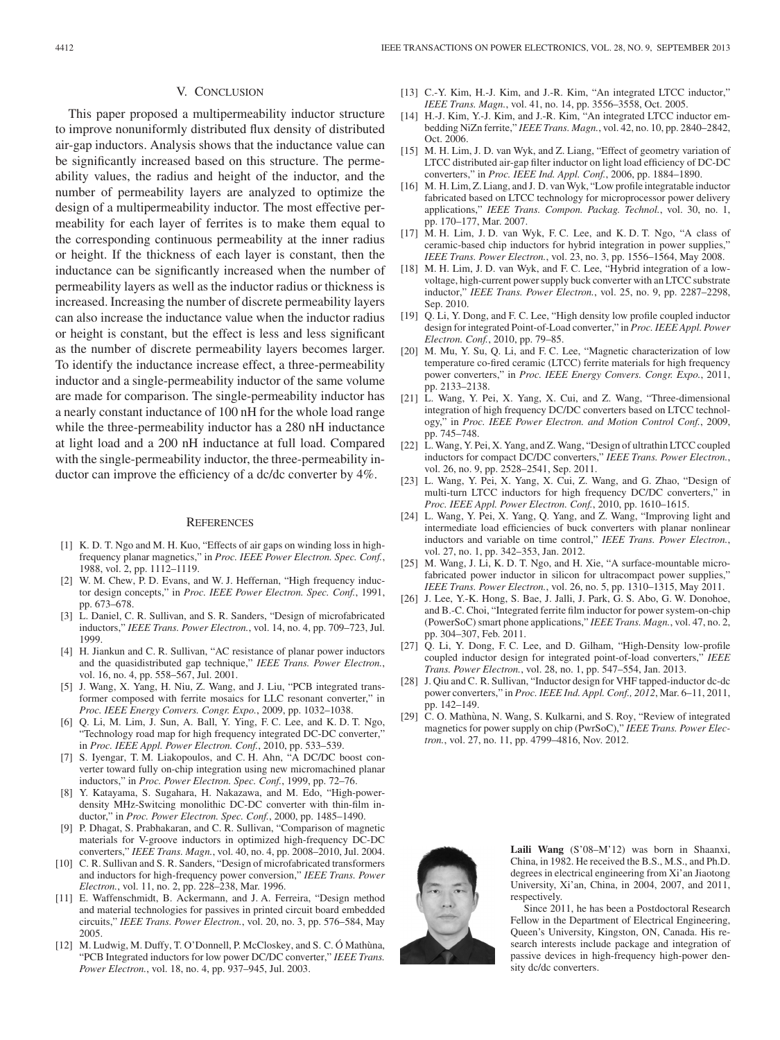## V. Conclusion

This paper proposed a multipermeability inductor structure to improve nonuniformly distributed flux density of distributed air-gap inductors. Analysis shows that the inductance value can be significantly increased based on this structure. The permeability values, the radius and height of the inductor, and the number of permeability layers are analyzed to optimize the design of a multipermeability inductor. The most effective permeability for each layer of ferrites is to make them equal to the corresponding continuous permeability at the inner radius or height. If the thickness of each layer is constant, then the inductance can be significantly increased when the number of permeability layers as well as the inductor radius or thickness is increased. Increasing the number of discrete permeability layers can also increase the inductance value when the inductor radius or height is constant, but the effect is less and less significant as the number of discrete permeability layers becomes larger. To identify the inductance increase effect, a three-permeability inductor and a single-permeability inductor of the same volume are made for comparison. The single-permeability inductor has a nearly constant inductance of 100 nH for the whole load range while the three-permeability inductor has a 280 nH inductance at light load and a 200 nH inductance at full load. Compared with the single-permeability inductor, the three-permeability inductor can improve the efficiency of a dc/dc converter by 4%.

## References

[1] K. D. T. Ngo and M. H. Kuo, "Effects of air gaps on winding loss in high-frequency planar magnetics," in *Proc. IEEE Power Electron. Spec. Conf.*, 1988, vol. 2, pp. 1112–1119.

[2] W. M. Chew, P. D. Evans, and W. J. Heffernan, "High frequency inductor design concepts," in *Proc. IEEE Power Electron. Spec. Conf.*, 1991, pp. 673–678.

[3] L. Daniel, C. R. Sullivan, and S. R. Sanders, "Design of microfabricated inductors," *IEEE Trans. Power Electron.*, vol. 14, no. 4, pp. 709–723, Jul. 1999.

[4] H. Jiankun and C. R. Sullivan, "AC resistance of planar power inductors and the quasidistributed gap technique," *IEEE Trans. Power Electron.*, vol. 16, no. 4, pp. 558–567, Jul. 2001.

[5] J. Wang, X. Yang, H. Niu, Z. Wang, and J. Liu, "PCB integrated transformer composed with ferrite mosaics for LLC resonant converter," in *Proc. IEEE Energy Convers. Congr. Expo.*, 2009, pp. 1032–1038.

[6] Q. Li, M. Lim, J. Sun, A. Ball, Y. Ying, F. C. Lee, and K. D. T. Ngo, "Technology road map for high frequency integrated DC-DC converter," in *Proc. IEEE Appl. Power Electron. Conf.*, 2010, pp. 533–539.

[7] S. Iyengar, T. M. Liakopoulos, and C. H. Ahn, "A DC/DC boost converter toward fully on-chip integration using new micromachined planar inductors," in *Proc. Power Electron. Spec. Conf.*, 1999, pp. 72–76.

[8] Y. Katayama, S. Sugahara, H. Nakazawa, and M. Edo, "High-power-density MHz-Switcing monolithic DC-DC converter with thin-film inductor," in *Proc. Power Electron. Spec. Conf.*, 2000, pp. 1485–1490.

[9] P. Dhagat, S. Prabhakaran, and C. R. Sullivan, "Comparison of magnetic materials for V-groove inductors in optimized high-frequency DC-DC converters," *IEEE Trans. Magn.*, vol. 40, no. 4, pp. 2008–2010, Jul. 2004.

[10] C. R. Sullivan and S. R. Sanders, "Design of microfabricated transformers and inductors for high-frequency power conversion," *IEEE Trans. Power Electron.*, vol. 11, no. 2, pp. 228–238, Mar. 1996.

[11] E. Waffenschmidt, B. Ackermann, and J. A. Ferreira, "Design method and material technologies for passives in printed circuit board embedded circuits," *IEEE Trans. Power Electron.*, vol. 20, no. 3, pp. 576–584, May 2005.

[12] M. Ludwig, M. Duffy, T. O'Donnell, P. McCloskey, and S. C. Ó Mathùna, "PCB Integrated inductors for low power DC/DC converter," *IEEE Trans. Power Electron.*, vol. 18, no. 4, pp. 937–945, Jul. 2003.

[13] C.-Y. Kim, H.-J. Kim, and J.-R. Kim, "An integrated LTCC inductor," *IEEE Trans. Magn.*, vol. 41, no. 14, pp. 3556–3558, Oct. 2005.

[14] H.-J. Kim, Y.-J. Kim, and J.-R. Kim, "An integrated LTCC inductor embedding NiZn ferrite," *IEEE Trans. Magn.*, vol. 42, no. 10, pp. 2840–2842, Oct. 2006.

[15] M. H. Lim, J. D. van Wyk, and Z. Liang, "Effect of geometry variation of LTCC distributed air-gap filter inductor on light load efficiency of DC-DC converters," in *Proc. IEEE Ind. Appl. Conf.*, 2006, pp. 1884–1890.

[16] M. H. Lim, Z. Liang, and J. D. van Wyk, "Low profile integratable inductor fabricated based on LTCC technology for microprocessor power delivery applications," *IEEE Trans. Compon. Packag. Technol.*, vol. 30, no. 1, pp. 170–177, Mar. 2007.

[17] M. H. Lim, J. D. van Wyk, F. C. Lee, and K. D. T. Ngo, "A class of ceramic-based chip inductors for hybrid integration in power supplies," *IEEE Trans. Power Electron.*, vol. 23, no. 3, pp. 1556–1564, May 2008.

[18] M. H. Lim, J. D. van Wyk, and F. C. Lee, "Hybrid integration of a low-voltage, high-current power supply buck converter with an LTCC substrate inductor," *IEEE Trans. Power Electron.*, vol. 25, no. 9, pp. 2287–2298, Sep. 2010.

[19] Q. Li, Y. Dong, and F. C. Lee, "High density low profile coupled inductor design for integrated Point-of-Load converter," in *Proc. IEEE Appl. Power Electron. Conf.*, 2010, pp. 79–85.

[20] M. Mu, Y. Su, Q. Li, and F. C. Lee, "Magnetic characterization of low temperature co-fired ceramic (LTCC) ferrite materials for high frequency power converters," in *Proc. IEEE Energy Convers. Congr. Expo.*, 2011, pp. 2133–2138.

[21] L. Wang, Y. Pei, X. Yang, X. Cui, and Z. Wang, "Three-dimensional integration of high frequency DC/DC converters based on LTCC technology," in *Proc. IEEE Power Electron. and Motion Control Conf.*, 2009, pp. 745–748.

[22] L. Wang, Y. Pei, X. Yang, and Z. Wang, "Design of ultrathin LTCC coupled inductors for compact DC/DC converters," *IEEE Trans. Power Electron.*, vol. 26, no. 9, pp. 2528–2541, Sep. 2011.

[23] L. Wang, Y. Pei, X. Yang, X. Cui, Z. Wang, and G. Zhao, "Design of multi-turn LTCC inductors for high frequency DC/DC converters," in *Proc. IEEE Appl. Power Electron. Conf.*, 2010, pp. 1610–1615.

[24] L. Wang, Y. Pei, X. Yang, Q. Yang, and Z. Wang, "Improving light and intermediate load efficiencies of buck converters with planar nonlinear inductors and variable on time control," *IEEE Trans. Power Electron.*, vol. 27, no. 1, pp. 342–353, Jan. 2012.

[25] M. Wang, J. Li, K. D. T. Ngo, and H. Xie, "A surface-mountable microfabricated power inductor in silicon for ultracompact power supplies," *IEEE Trans. Power Electron.*, vol. 26, no. 5, pp. 1310–1315, May 2011.

[26] J. Lee, Y.-K. Hong, S. Bae, J. Jalli, J. Park, G. S. Abo, G. W. Donohoe, and B.-C. Choi, "Integrated ferrite film inductor for power system-on-chip (PowerSoC) smart phone applications," *IEEE Trans. Magn.*, vol. 47, no. 2, pp. 304–307, Feb. 2011.

[27] Q. Li, Y. Dong, F. C. Lee, and D. Gilham, "High-Density low-profile coupled inductor design for integrated point-of-load converters," *IEEE Trans. Power Electron.*, vol. 28, no. 1, pp. 547–554, Jan. 2013.

[28] J. Qiu and C. R. Sullivan, "Inductor design for VHF tapped-inductor dc-dc power converters," in *Proc. IEEE Ind. Appl. Conf., 2012*, Mar. 6–11, 2011, pp. 142–149.

[29] C. O. Mathùna, N. Wang, S. Kulkarni, and S. Roy, "Review of integrated magnetics for power supply on chip (PwrSoC)," *IEEE Trans. Power Electron.*, vol. 27, no. 11, pp. 4799–4816, Nov. 2012.

**Laili Wang** (S'08–M'12) was born in Shaanxi, China, in 1982. He received the B.S., M.S., and Ph.D. degrees in electrical engineering from Xi'an Jiaotong University, Xi'an, China, in 2004, 2007, and 2011, respectively.

Since 2011, he has been a Postdoctoral Research Fellow in the Department of Electrical Engineering, Queen's University, Kingston, ON, Canada. His research interests include package and integration of passive devices in high-frequency high-power density dc/dc converters.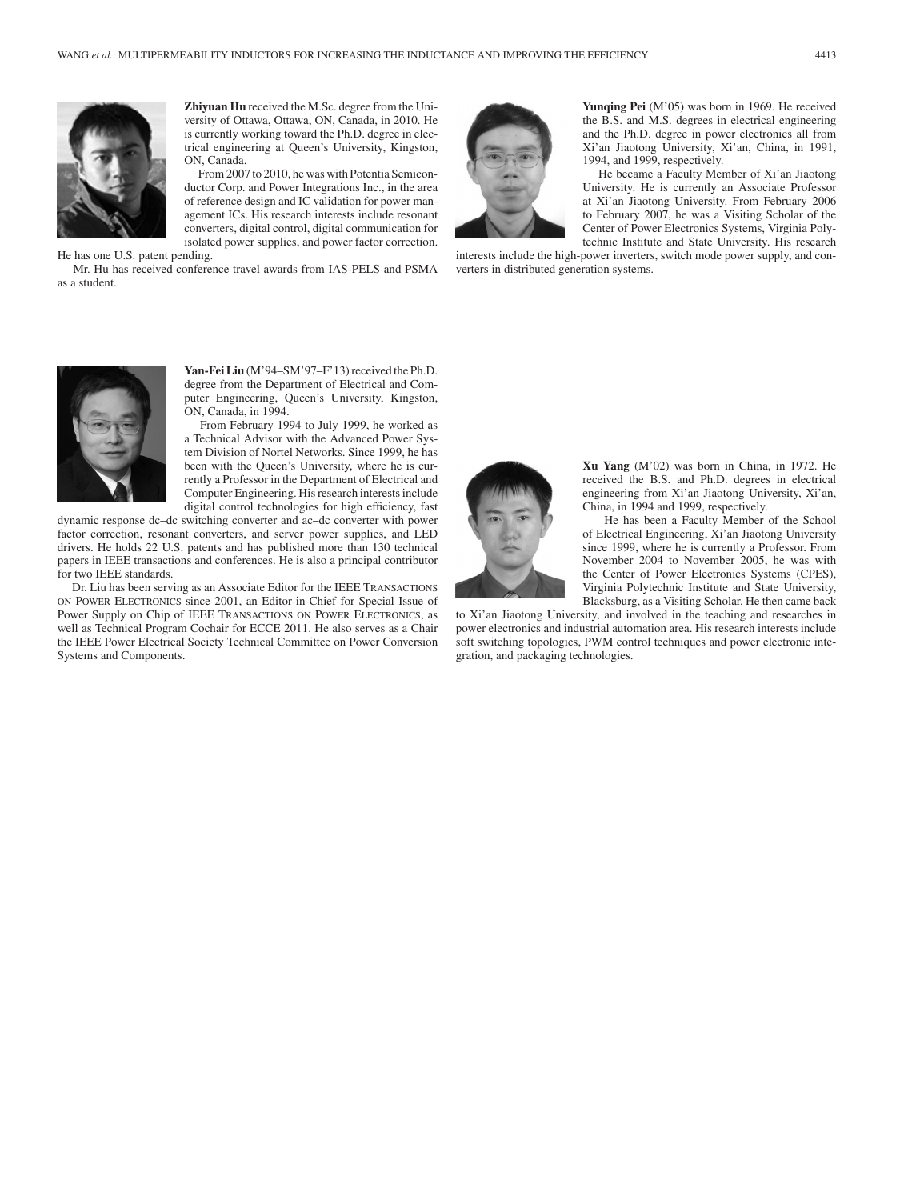**Zhiyuan Hu** received the M.Sc. degree from the University of Ottawa, Ottawa, ON, Canada, in 2010. He is currently working toward the Ph.D. degree in electrical engineering at Queen's University, Kingston, ON, Canada.

From 2007 to 2010, he was with Potentia Semiconductor Corp. and Power Integrations Inc., in the area of reference design and IC validation for power management ICs. His research interests include resonant converters, digital control, digital communication for isolated power supplies, and power factor correction. He has one U.S. patent pending.

Mr. Hu has received conference travel awards from IAS-PELS and PSMA as a student.

**Yan-Fei Liu** (M'94–SM'97–F'13) received the Ph.D. degree from the Department of Electrical and Computer Engineering, Queen's University, Kingston, ON, Canada, in 1994.

From February 1994 to July 1999, he worked as a Technical Advisor with the Advanced Power System Division of Nortel Networks. Since 1999, he has been with the Queen's University, where he is currently a Professor in the Department of Electrical and Computer Engineering. His research interests include digital control technologies for high efficiency, fast dynamic response dc–dc switching converter and ac–dc converter with power factor correction, resonant converters, and server power supplies, and LED drivers. He holds 22 U.S. patents and has published more than 130 technical papers in IEEE transactions and conferences. He is also a principal contributor for two IEEE standards.

Dr. Liu has been serving as an Associate Editor for the IEEE TRANSACTIONS ON POWER ELECTRONICS since 2001, an Editor-in-Chief for Special Issue of Power Supply on Chip of IEEE TRANSACTIONS ON POWER ELECTRONICS, as well as Technical Program Cochair for ECCE 2011. He also serves as a Chair the IEEE Power Electrical Society Technical Committee on Power Conversion Systems and Components.

**Yunqing Pei** (M'05) was born in 1969. He received the B.S. and M.S. degrees in electrical engineering and the Ph.D. degree in power electronics all from Xi'an Jiaotong University, Xi'an, China, in 1991, 1994, and 1999, respectively.

He became a Faculty Member of Xi'an Jiaotong University. He is currently an Associate Professor at Xi'an Jiaotong University. From February 2006 to February 2007, he was a Visiting Scholar of the Center of Power Electronics Systems, Virginia Polytechnic Institute and State University. His research interests include the high-power inverters, switch mode power supply, and converters in distributed generation systems.

**Xu Yang** (M'02) was born in China, in 1972. He received the B.S. and Ph.D. degrees in electrical engineering from Xi'an Jiaotong University, Xi'an, China, in 1994 and 1999, respectively.

He has been a Faculty Member of the School of Electrical Engineering, Xi'an Jiaotong University since 1999, where he is currently a Professor. From November 2004 to November 2005, he was with the Center of Power Electronics Systems (CPES), Virginia Polytechnic Institute and State University, Blacksburg, as a Visiting Scholar. He then came back to Xi'an Jiaotong University, and involved in the teaching and researches in power electronics and industrial automation area. His research interests include soft switching topologies, PWM control techniques and power electronic integration, and packaging technologies.